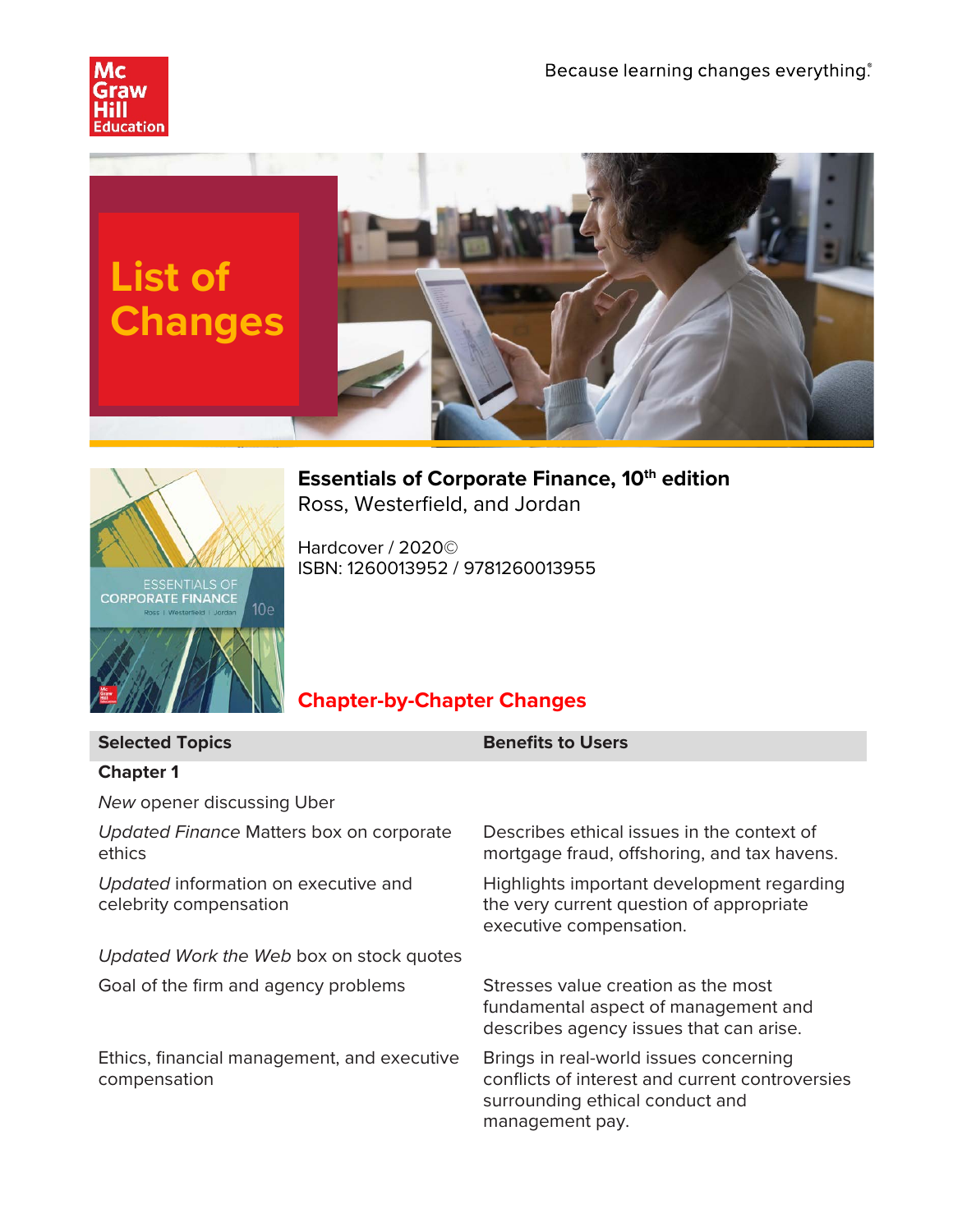Because learning changes everything.®

# List of Changes

## Essentials of Corporate Finance, 10th edition

Ross, Westerfield, and Jordan

Hardcover / 2020©
ISBN: 1260013952 / 9781260013955

## Chapter-by-Chapter Changes

| Selected Topics | Benefits to Users |
|---|---|
| **Chapter 1** | |
| *New* opener discussing Uber | |
| *Updated Finance* Matters box on corporate ethics | Describes ethical issues in the context of mortgage fraud, offshoring, and tax havens. |
| *Updated* information on executive and celebrity compensation | Highlights important development regarding the very current question of appropriate executive compensation. |
| *Updated Work the Web* box on stock quotes | |
| Goal of the firm and agency problems | Stresses value creation as the most fundamental aspect of management and describes agency issues that can arise. |
| Ethics, financial management, and executive compensation | Brings in real-world issues concerning conflicts of interest and current controversies surrounding ethical conduct and management pay. |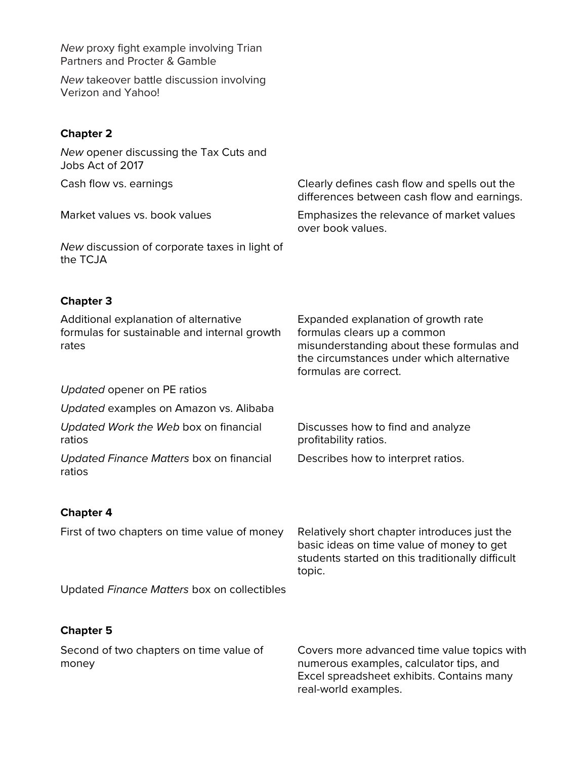*New* proxy fight example involving Trian Partners and Procter & Gamble

*New* takeover battle discussion involving Verizon and Yahoo!

**Chapter 2**

| | |
|---|---|
| *New* opener discussing the Tax Cuts and Jobs Act of 2017 | |
| Cash flow vs. earnings | Clearly defines cash flow and spells out the differences between cash flow and earnings. |
| Market values vs. book values | Emphasizes the relevance of market values over book values. |
| *New* discussion of corporate taxes in light of the TCJA | |

**Chapter 3**

| | |
|---|---|
| Additional explanation of alternative formulas for sustainable and internal growth rates | Expanded explanation of growth rate formulas clears up a common misunderstanding about these formulas and the circumstances under which alternative formulas are correct. |
| *Updated* opener on PE ratios | |
| *Updated* examples on Amazon vs. Alibaba | |
| *Updated Work the Web* box on financial ratios | Discusses how to find and analyze profitability ratios. |
| *Updated Finance Matters* box on financial ratios | Describes how to interpret ratios. |

**Chapter 4**

| | |
|---|---|
| First of two chapters on time value of money | Relatively short chapter introduces just the basic ideas on time value of money to get students started on this traditionally difficult topic. |
| Updated *Finance Matters* box on collectibles | |

**Chapter 5**

| | |
|---|---|
| Second of two chapters on time value of money | Covers more advanced time value topics with numerous examples, calculator tips, and Excel spreadsheet exhibits. Contains many real-world examples. |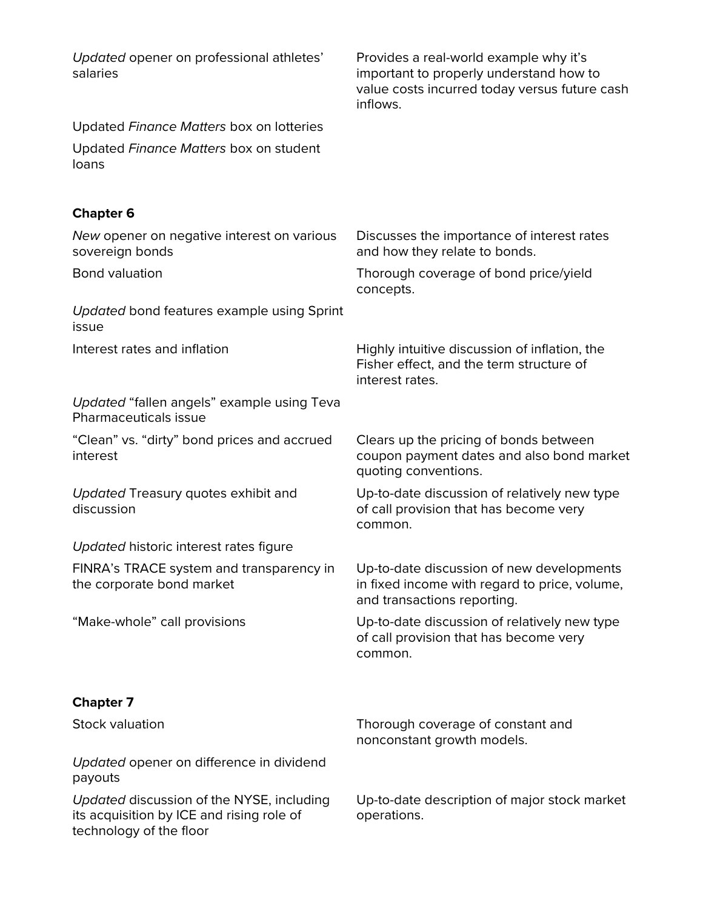| | |
|---|---|
| *Updated* opener on professional athletes' salaries | Provides a real-world example why it's important to properly understand how to value costs incurred today versus future cash inflows. |
| Updated *Finance Matters* box on lotteries | |
| Updated *Finance Matters* box on student loans | |

**Chapter 6**

| | |
|---|---|
| *New* opener on negative interest on various sovereign bonds | Discusses the importance of interest rates and how they relate to bonds. |
| Bond valuation | Thorough coverage of bond price/yield concepts. |
| *Updated* bond features example using Sprint issue | |
| Interest rates and inflation | Highly intuitive discussion of inflation, the Fisher effect, and the term structure of interest rates. |
| *Updated* "fallen angels" example using Teva Pharmaceuticals issue | |
| "Clean" vs. "dirty" bond prices and accrued interest | Clears up the pricing of bonds between coupon payment dates and also bond market quoting conventions. |
| *Updated* Treasury quotes exhibit and discussion | Up-to-date discussion of relatively new type of call provision that has become very common. |
| *Updated* historic interest rates figure | |
| FINRA's TRACE system and transparency in the corporate bond market | Up-to-date discussion of new developments in fixed income with regard to price, volume, and transactions reporting. |
| "Make-whole" call provisions | Up-to-date discussion of relatively new type of call provision that has become very common. |

**Chapter 7**

| | |
|---|---|
| Stock valuation | Thorough coverage of constant and nonconstant growth models. |
| *Updated* opener on difference in dividend payouts | |
| *Updated* discussion of the NYSE, including its acquisition by ICE and rising role of technology of the floor | Up-to-date description of major stock market operations. |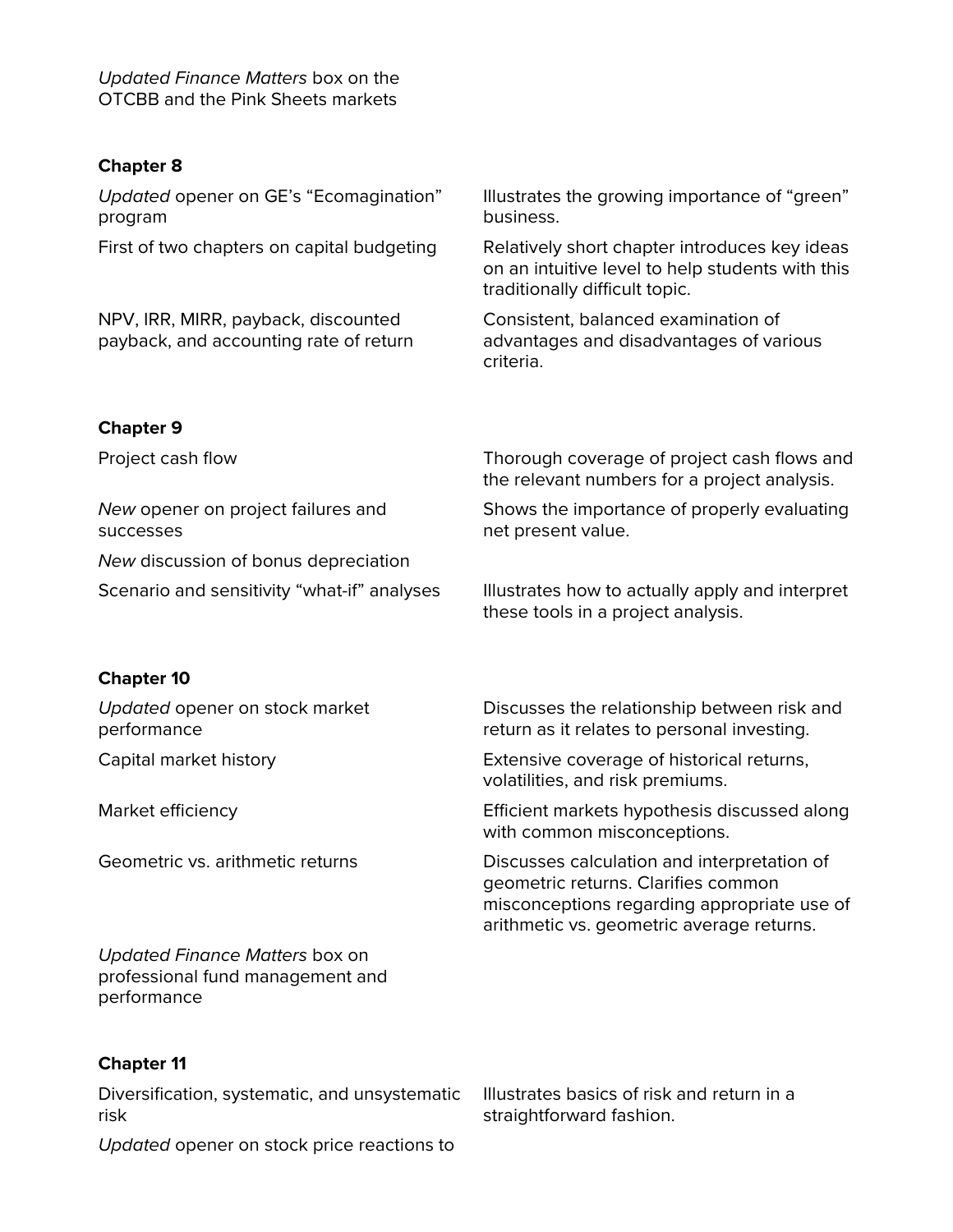*Updated Finance Matters* box on the OTCBB and the Pink Sheets markets

**Chapter 8**

| | |
|---|---|
| *Updated* opener on GE's "Ecomagination" program | Illustrates the growing importance of "green" business. |
| First of two chapters on capital budgeting | Relatively short chapter introduces key ideas on an intuitive level to help students with this traditionally difficult topic. |
| NPV, IRR, MIRR, payback, discounted payback, and accounting rate of return | Consistent, balanced examination of advantages and disadvantages of various criteria. |

**Chapter 9**

| | |
|---|---|
| Project cash flow | Thorough coverage of project cash flows and the relevant numbers for a project analysis. |
| *New* opener on project failures and successes | Shows the importance of properly evaluating net present value. |
| *New* discussion of bonus depreciation | |
| Scenario and sensitivity "what-if" analyses | Illustrates how to actually apply and interpret these tools in a project analysis. |

**Chapter 10**

| | |
|---|---|
| *Updated* opener on stock market performance | Discusses the relationship between risk and return as it relates to personal investing. |
| Capital market history | Extensive coverage of historical returns, volatilities, and risk premiums. |
| Market efficiency | Efficient markets hypothesis discussed along with common misconceptions. |
| Geometric vs. arithmetic returns | Discusses calculation and interpretation of geometric returns. Clarifies common misconceptions regarding appropriate use of arithmetic vs. geometric average returns. |
| *Updated Finance Matters* box on professional fund management and performance | |

**Chapter 11**

| | |
|---|---|
| Diversification, systematic, and unsystematic risk | Illustrates basics of risk and return in a straightforward fashion. |
| *Updated* opener on stock price reactions to | |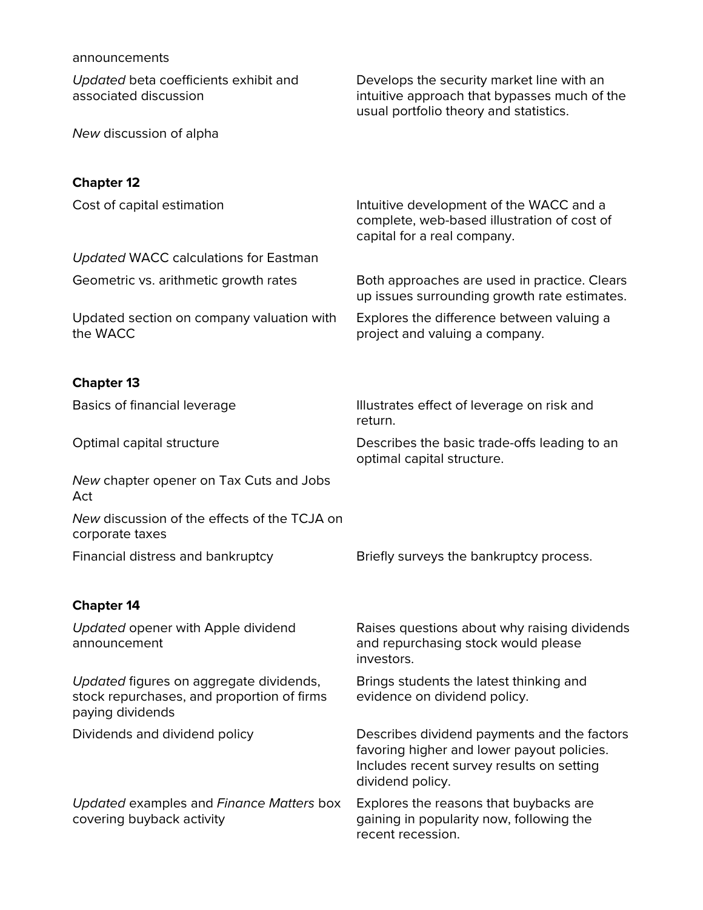| | |
|---|---|
| announcements | |
| *Updated* beta coefficients exhibit and associated discussion | Develops the security market line with an intuitive approach that bypasses much of the usual portfolio theory and statistics. |
| *New* discussion of alpha | |

**Chapter 12**

| | |
|---|---|
| Cost of capital estimation | Intuitive development of the WACC and a complete, web-based illustration of cost of capital for a real company. |
| *Updated* WACC calculations for Eastman | |
| Geometric vs. arithmetic growth rates | Both approaches are used in practice. Clears up issues surrounding growth rate estimates. |
| Updated section on company valuation with the WACC | Explores the difference between valuing a project and valuing a company. |

**Chapter 13**

| | |
|---|---|
| Basics of financial leverage | Illustrates effect of leverage on risk and return. |
| Optimal capital structure | Describes the basic trade-offs leading to an optimal capital structure. |
| *New* chapter opener on Tax Cuts and Jobs Act | |
| *New* discussion of the effects of the TCJA on corporate taxes | |
| Financial distress and bankruptcy | Briefly surveys the bankruptcy process. |

**Chapter 14**

| | |
|---|---|
| *Updated* opener with Apple dividend announcement | Raises questions about why raising dividends and repurchasing stock would please investors. |
| *Updated* figures on aggregate dividends, stock repurchases, and proportion of firms paying dividends | Brings students the latest thinking and evidence on dividend policy. |
| Dividends and dividend policy | Describes dividend payments and the factors favoring higher and lower payout policies. Includes recent survey results on setting dividend policy. |
| *Updated* examples and *Finance Matters* box covering buyback activity | Explores the reasons that buybacks are gaining in popularity now, following the recent recession. |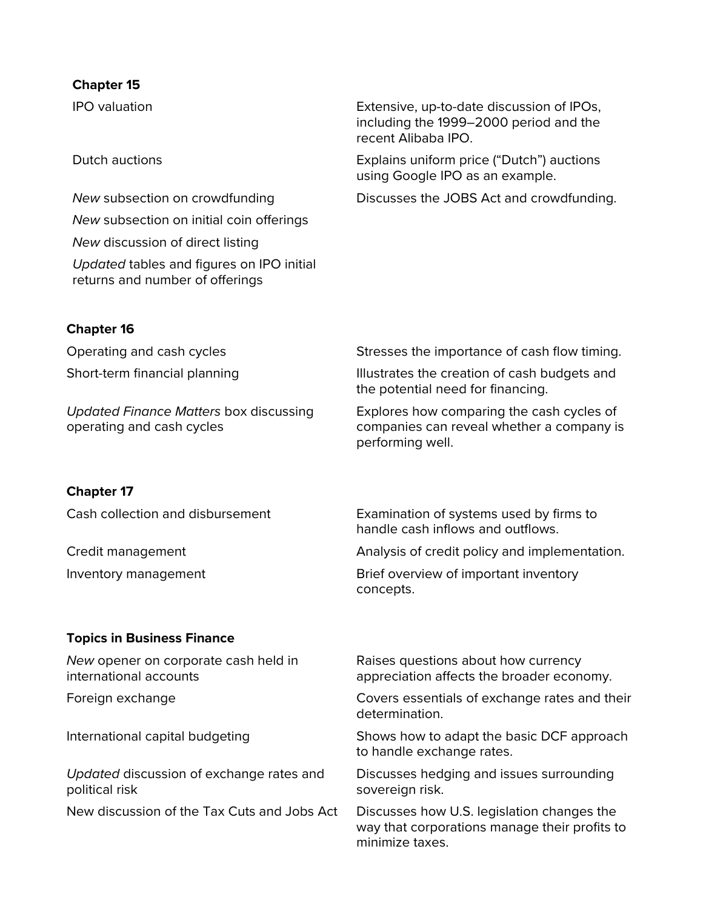**Chapter 15**

| | |
|---|---|
| IPO valuation | Extensive, up-to-date discussion of IPOs, including the 1999–2000 period and the recent Alibaba IPO. |
| Dutch auctions | Explains uniform price (“Dutch”) auctions using Google IPO as an example. |
| *New* subsection on crowdfunding | Discusses the JOBS Act and crowdfunding. |
| *New* subsection on initial coin offerings | |
| *New* discussion of direct listing | |
| *Updated* tables and figures on IPO initial returns and number of offerings | |

**Chapter 16**

| | |
|---|---|
| Operating and cash cycles | Stresses the importance of cash flow timing. |
| Short-term financial planning | Illustrates the creation of cash budgets and the potential need for financing. |
| *Updated Finance Matters* box discussing operating and cash cycles | Explores how comparing the cash cycles of companies can reveal whether a company is performing well. |

**Chapter 17**

| | |
|---|---|
| Cash collection and disbursement | Examination of systems used by firms to handle cash inflows and outflows. |
| Credit management | Analysis of credit policy and implementation. |
| Inventory management | Brief overview of important inventory concepts. |

**Topics in Business Finance**

| | |
|---|---|
| *New* opener on corporate cash held in international accounts | Raises questions about how currency appreciation affects the broader economy. |
| Foreign exchange | Covers essentials of exchange rates and their determination. |
| International capital budgeting | Shows how to adapt the basic DCF approach to handle exchange rates. |
| *Updated* discussion of exchange rates and political risk | Discusses hedging and issues surrounding sovereign risk. |
| New discussion of the Tax Cuts and Jobs Act | Discusses how U.S. legislation changes the way that corporations manage their profits to minimize taxes. |